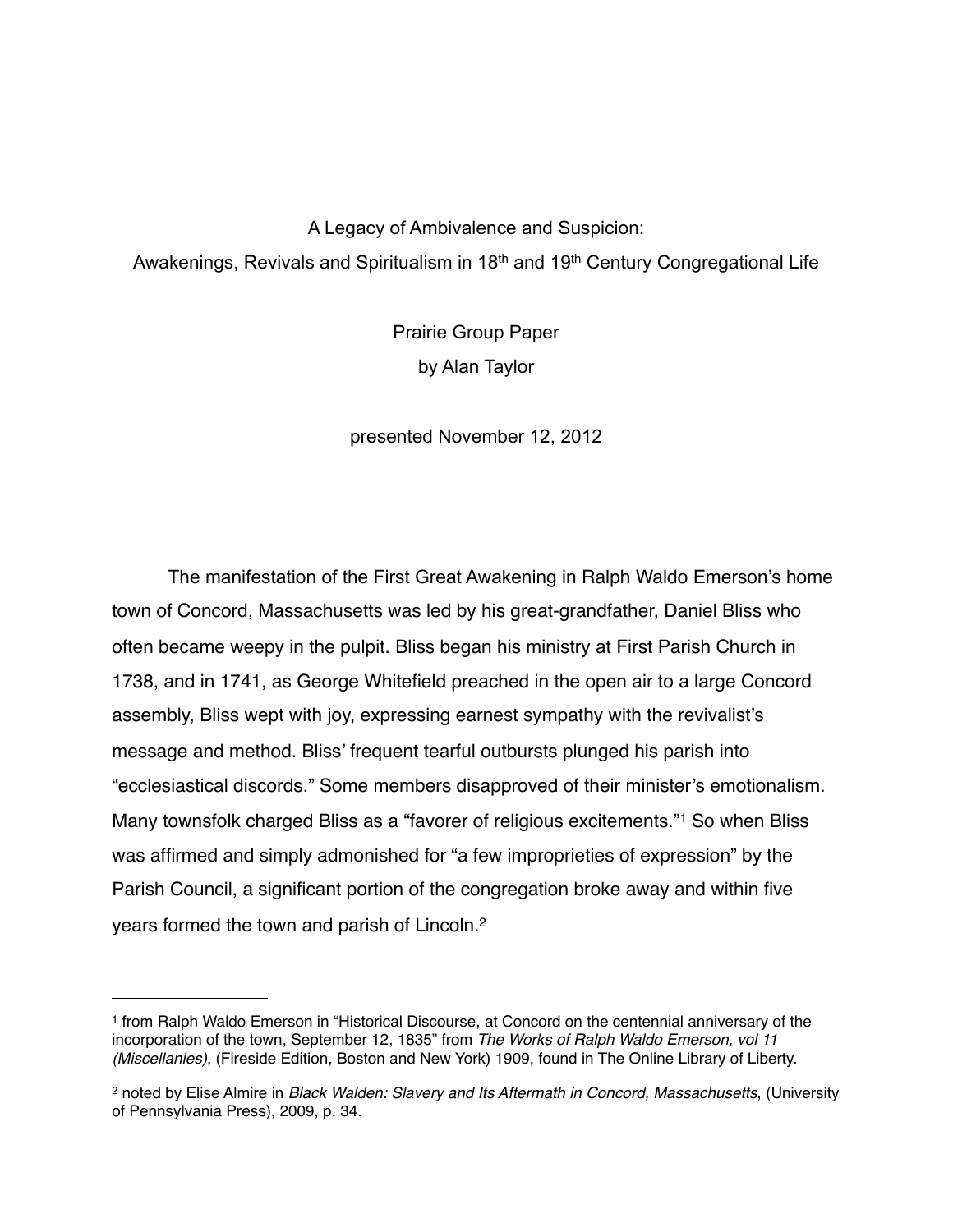# A Legacy of Ambivalence and Suspicion:
## Awakenings, Revivals and Spiritualism in 18th and 19th Century Congregational Life

Prairie Group Paper
by Alan Taylor

presented November 12, 2012

The manifestation of the First Great Awakening in Ralph Waldo Emerson's home town of Concord, Massachusetts was led by his great-grandfather, Daniel Bliss who often became weepy in the pulpit. Bliss began his ministry at First Parish Church in 1738, and in 1741, as George Whitefield preached in the open air to a large Concord assembly, Bliss wept with joy, expressing earnest sympathy with the revivalist's message and method. Bliss' frequent tearful outbursts plunged his parish into "ecclesiastical discords." Some members disapproved of their minister's emotionalism. Many townsfolk charged Bliss as a "favorer of religious excitements."[1] So when Bliss was affirmed and simply admonished for "a few improprieties of expression" by the Parish Council, a significant portion of the congregation broke away and within five years formed the town and parish of Lincoln.[2]

---

[1] from Ralph Waldo Emerson in "Historical Discourse, at Concord on the centennial anniversary of the incorporation of the town, September 12, 1835" from *The Works of Ralph Waldo Emerson, vol 11 (Miscellanies)*, (Fireside Edition, Boston and New York) 1909, found in The Online Library of Liberty.

[2] noted by Elise Almire in *Black Walden: Slavery and Its Aftermath in Concord, Massachusetts*, (University of Pennsylvania Press), 2009, p. 34.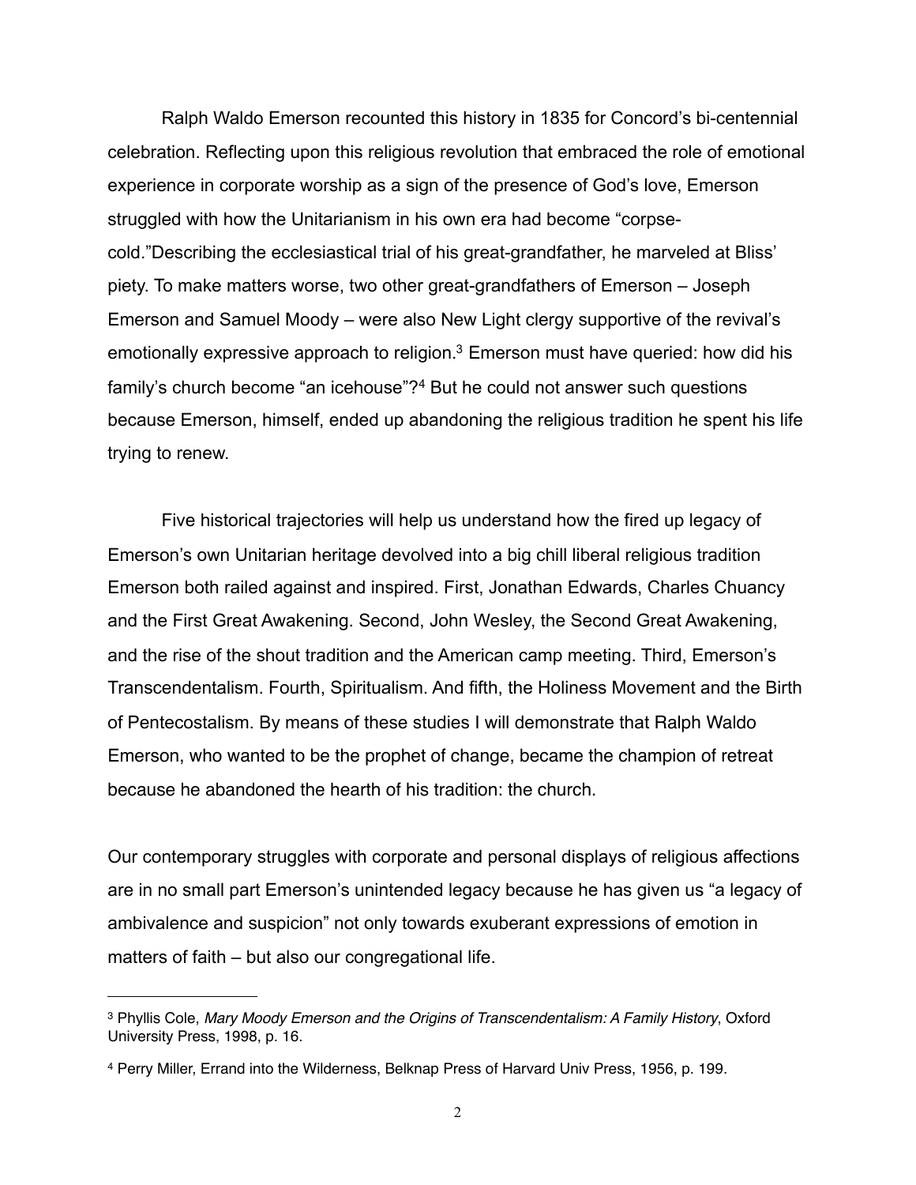Ralph Waldo Emerson recounted this history in 1835 for Concord's bi-centennial celebration. Reflecting upon this religious revolution that embraced the role of emotional experience in corporate worship as a sign of the presence of God's love, Emerson struggled with how the Unitarianism in his own era had become "corpse-cold."Describing the ecclesiastical trial of his great-grandfather, he marveled at Bliss' piety. To make matters worse, two other great-grandfathers of Emerson – Joseph Emerson and Samuel Moody – were also New Light clergy supportive of the revival's emotionally expressive approach to religion.[3] Emerson must have queried: how did his family's church become "an icehouse"?[4] But he could not answer such questions because Emerson, himself, ended up abandoning the religious tradition he spent his life trying to renew.

Five historical trajectories will help us understand how the fired up legacy of Emerson's own Unitarian heritage devolved into a big chill liberal religious tradition Emerson both railed against and inspired. First, Jonathan Edwards, Charles Chuancy and the First Great Awakening. Second, John Wesley, the Second Great Awakening, and the rise of the shout tradition and the American camp meeting. Third, Emerson's Transcendentalism. Fourth, Spiritualism. And fifth, the Holiness Movement and the Birth of Pentecostalism. By means of these studies I will demonstrate that Ralph Waldo Emerson, who wanted to be the prophet of change, became the champion of retreat because he abandoned the hearth of his tradition: the church.

Our contemporary struggles with corporate and personal displays of religious affections are in no small part Emerson's unintended legacy because he has given us "a legacy of ambivalence and suspicion" not only towards exuberant expressions of emotion in matters of faith – but also our congregational life.

---

[3] Phyllis Cole, *Mary Moody Emerson and the Origins of Transcendentalism: A Family History*, Oxford University Press, 1998, p. 16.

[4] Perry Miller, Errand into the Wilderness, Belknap Press of Harvard Univ Press, 1956, p. 199.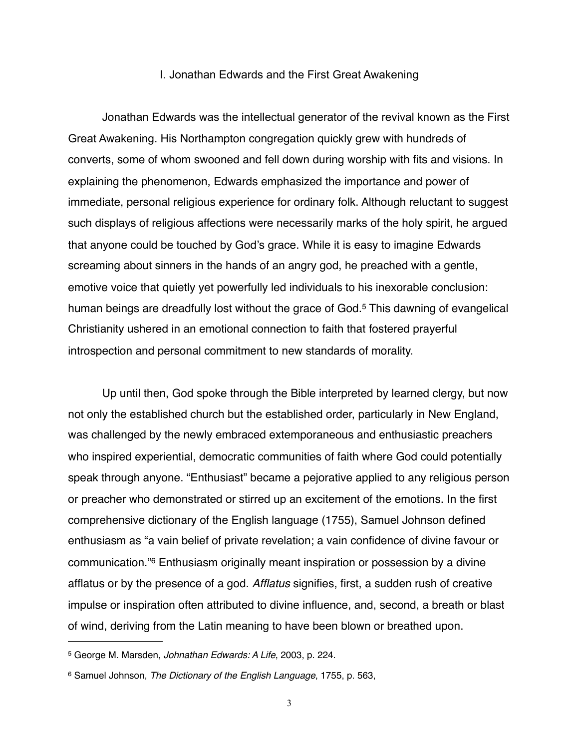## I. Jonathan Edwards and the First Great Awakening

Jonathan Edwards was the intellectual generator of the revival known as the First Great Awakening. His Northampton congregation quickly grew with hundreds of converts, some of whom swooned and fell down during worship with fits and visions. In explaining the phenomenon, Edwards emphasized the importance and power of immediate, personal religious experience for ordinary folk. Although reluctant to suggest such displays of religious affections were necessarily marks of the holy spirit, he argued that anyone could be touched by God's grace. While it is easy to imagine Edwards screaming about sinners in the hands of an angry god, he preached with a gentle, emotive voice that quietly yet powerfully led individuals to his inexorable conclusion: human beings are dreadfully lost without the grace of God.[5] This dawning of evangelical Christianity ushered in an emotional connection to faith that fostered prayerful introspection and personal commitment to new standards of morality.

Up until then, God spoke through the Bible interpreted by learned clergy, but now not only the established church but the established order, particularly in New England, was challenged by the newly embraced extemporaneous and enthusiastic preachers who inspired experiential, democratic communities of faith where God could potentially speak through anyone. "Enthusiast" became a pejorative applied to any religious person or preacher who demonstrated or stirred up an excitement of the emotions. In the first comprehensive dictionary of the English language (1755), Samuel Johnson defined enthusiasm as "a vain belief of private revelation; a vain confidence of divine favour or communication."[6] Enthusiasm originally meant inspiration or possession by a divine afflatus or by the presence of a god. *Afflatus* signifies, first, a sudden rush of creative impulse or inspiration often attributed to divine influence, and, second, a breath or blast of wind, deriving from the Latin meaning to have been blown or breathed upon.

---

[5] George M. Marsden, *Johnathan Edwards: A Life*, 2003, p. 224.

[6] Samuel Johnson, *The Dictionary of the English Language*, 1755, p. 563,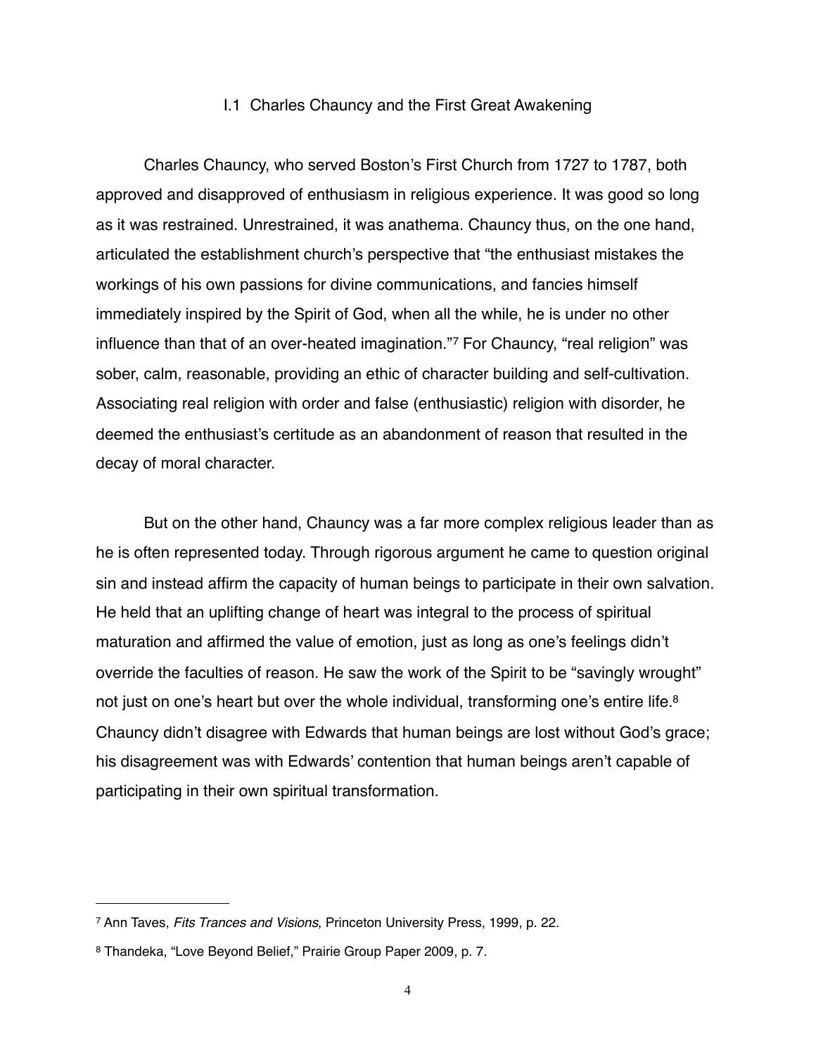## I.1 Charles Chauncy and the First Great Awakening

Charles Chauncy, who served Boston's First Church from 1727 to 1787, both approved and disapproved of enthusiasm in religious experience. It was good so long as it was restrained. Unrestrained, it was anathema. Chauncy thus, on the one hand, articulated the establishment church's perspective that "the enthusiast mistakes the workings of his own passions for divine communications, and fancies himself immediately inspired by the Spirit of God, when all the while, he is under no other influence than that of an over-heated imagination."[7] For Chauncy, "real religion" was sober, calm, reasonable, providing an ethic of character building and self-cultivation. Associating real religion with order and false (enthusiastic) religion with disorder, he deemed the enthusiast's certitude as an abandonment of reason that resulted in the decay of moral character.

But on the other hand, Chauncy was a far more complex religious leader than as he is often represented today. Through rigorous argument he came to question original sin and instead affirm the capacity of human beings to participate in their own salvation. He held that an uplifting change of heart was integral to the process of spiritual maturation and affirmed the value of emotion, just as long as one's feelings didn't override the faculties of reason. He saw the work of the Spirit to be "savingly wrought" not just on one's heart but over the whole individual, transforming one's entire life.[8] Chauncy didn't disagree with Edwards that human beings are lost without God's grace; his disagreement was with Edwards' contention that human beings aren't capable of participating in their own spiritual transformation.

---

[7] Ann Taves, *Fits Trances and Visions*, Princeton University Press, 1999, p. 22.

[8] Thandeka, "Love Beyond Belief," Prairie Group Paper 2009, p. 7.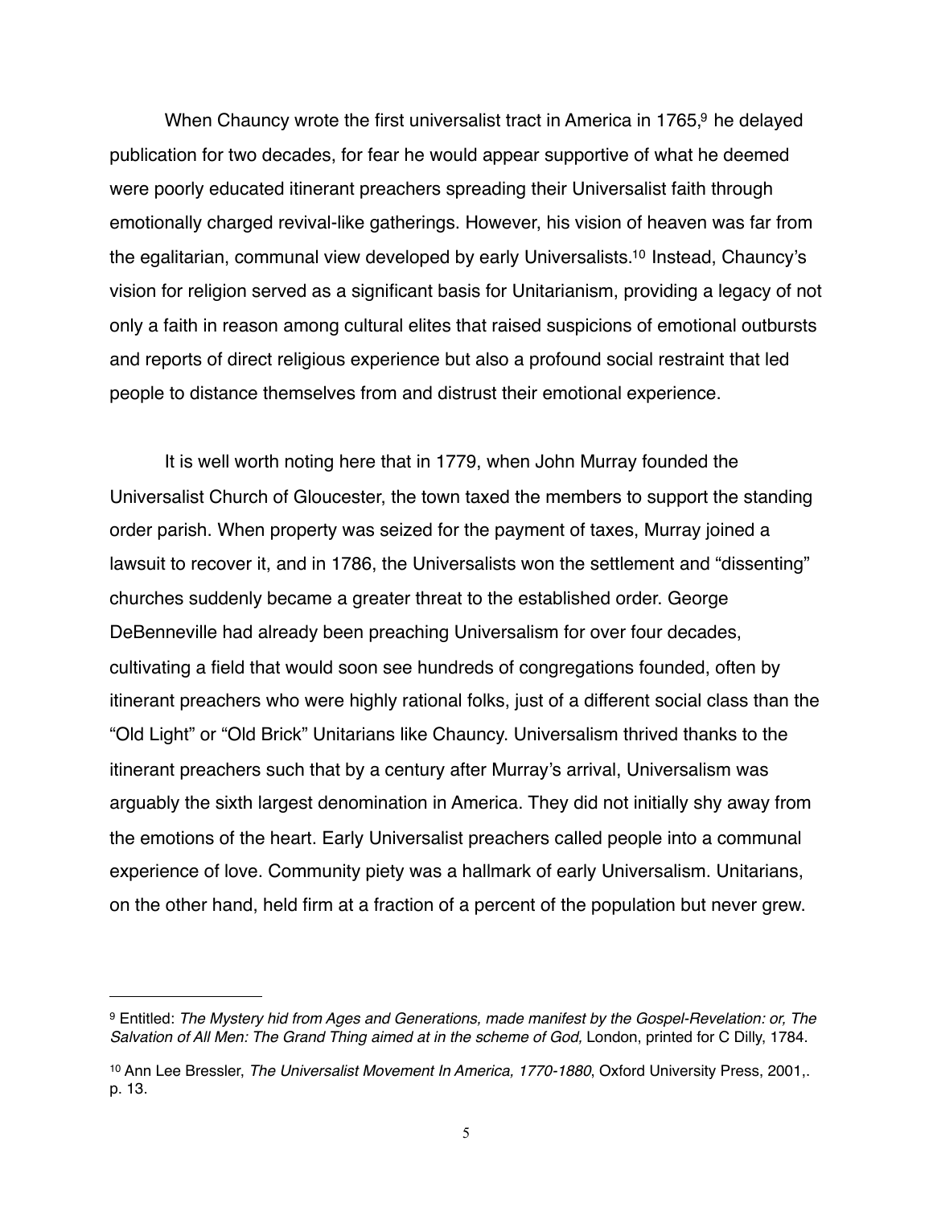When Chauncy wrote the first universalist tract in America in 1765,[9] he delayed publication for two decades, for fear he would appear supportive of what he deemed were poorly educated itinerant preachers spreading their Universalist faith through emotionally charged revival-like gatherings. However, his vision of heaven was far from the egalitarian, communal view developed by early Universalists.[10] Instead, Chauncy's vision for religion served as a significant basis for Unitarianism, providing a legacy of not only a faith in reason among cultural elites that raised suspicions of emotional outbursts and reports of direct religious experience but also a profound social restraint that led people to distance themselves from and distrust their emotional experience.

It is well worth noting here that in 1779, when John Murray founded the Universalist Church of Gloucester, the town taxed the members to support the standing order parish. When property was seized for the payment of taxes, Murray joined a lawsuit to recover it, and in 1786, the Universalists won the settlement and "dissenting" churches suddenly became a greater threat to the established order. George DeBenneville had already been preaching Universalism for over four decades, cultivating a field that would soon see hundreds of congregations founded, often by itinerant preachers who were highly rational folks, just of a different social class than the "Old Light" or "Old Brick" Unitarians like Chauncy. Universalism thrived thanks to the itinerant preachers such that by a century after Murray's arrival, Universalism was arguably the sixth largest denomination in America. They did not initially shy away from the emotions of the heart. Early Universalist preachers called people into a communal experience of love. Community piety was a hallmark of early Universalism. Unitarians, on the other hand, held firm at a fraction of a percent of the population but never grew.

---

[9] Entitled: *The Mystery hid from Ages and Generations, made manifest by the Gospel-Revelation: or, The Salvation of All Men: The Grand Thing aimed at in the scheme of God,* London, printed for C Dilly, 1784.

[10] Ann Lee Bressler, *The Universalist Movement In America, 1770-1880*, Oxford University Press, 2001,. p. 13.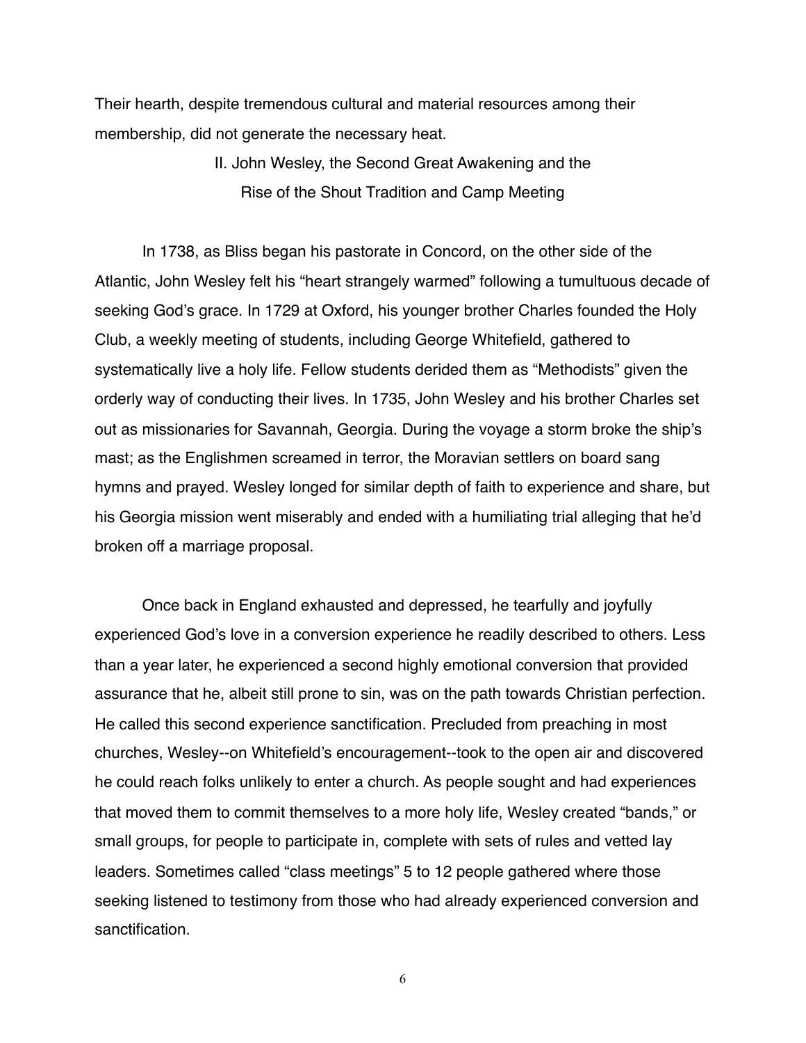Their hearth, despite tremendous cultural and material resources among their membership, did not generate the necessary heat.

## II. John Wesley, the Second Great Awakening and the Rise of the Shout Tradition and Camp Meeting

In 1738, as Bliss began his pastorate in Concord, on the other side of the Atlantic, John Wesley felt his “heart strangely warmed” following a tumultuous decade of seeking God’s grace. In 1729 at Oxford, his younger brother Charles founded the Holy Club, a weekly meeting of students, including George Whitefield, gathered to systematically live a holy life. Fellow students derided them as “Methodists” given the orderly way of conducting their lives. In 1735, John Wesley and his brother Charles set out as missionaries for Savannah, Georgia. During the voyage a storm broke the ship’s mast; as the Englishmen screamed in terror, the Moravian settlers on board sang hymns and prayed. Wesley longed for similar depth of faith to experience and share, but his Georgia mission went miserably and ended with a humiliating trial alleging that he’d broken off a marriage proposal.

Once back in England exhausted and depressed, he tearfully and joyfully experienced God’s love in a conversion experience he readily described to others. Less than a year later, he experienced a second highly emotional conversion that provided assurance that he, albeit still prone to sin, was on the path towards Christian perfection. He called this second experience sanctification. Precluded from preaching in most churches, Wesley--on Whitefield’s encouragement--took to the open air and discovered he could reach folks unlikely to enter a church. As people sought and had experiences that moved them to commit themselves to a more holy life, Wesley created “bands,” or small groups, for people to participate in, complete with sets of rules and vetted lay leaders. Sometimes called “class meetings” 5 to 12 people gathered where those seeking listened to testimony from those who had already experienced conversion and sanctification.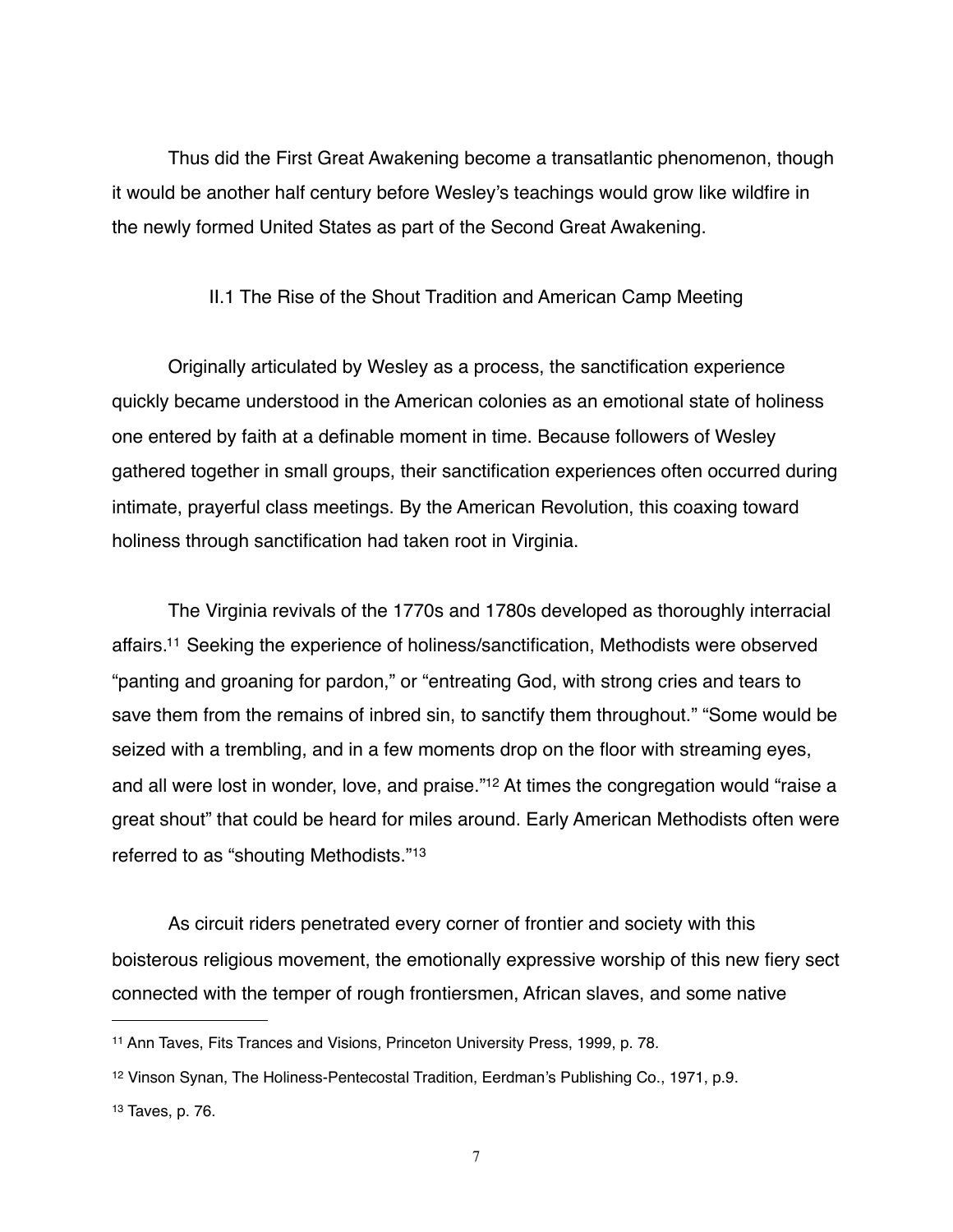Thus did the First Great Awakening become a transatlantic phenomenon, though it would be another half century before Wesley's teachings would grow like wildfire in the newly formed United States as part of the Second Great Awakening.

## II.1 The Rise of the Shout Tradition and American Camp Meeting

Originally articulated by Wesley as a process, the sanctification experience quickly became understood in the American colonies as an emotional state of holiness one entered by faith at a definable moment in time. Because followers of Wesley gathered together in small groups, their sanctification experiences often occurred during intimate, prayerful class meetings. By the American Revolution, this coaxing toward holiness through sanctification had taken root in Virginia.

The Virginia revivals of the 1770s and 1780s developed as thoroughly interracial affairs.[11] Seeking the experience of holiness/sanctification, Methodists were observed "panting and groaning for pardon," or "entreating God, with strong cries and tears to save them from the remains of inbred sin, to sanctify them throughout." "Some would be seized with a trembling, and in a few moments drop on the floor with streaming eyes, and all were lost in wonder, love, and praise."[12] At times the congregation would "raise a great shout" that could be heard for miles around. Early American Methodists often were referred to as "shouting Methodists."[13]

As circuit riders penetrated every corner of frontier and society with this boisterous religious movement, the emotionally expressive worship of this new fiery sect connected with the temper of rough frontiersmen, African slaves, and some native

---

[11] Ann Taves, Fits Trances and Visions, Princeton University Press, 1999, p. 78.

[12] Vinson Synan, The Holiness-Pentecostal Tradition, Eerdman's Publishing Co., 1971, p.9.

[13] Taves, p. 76.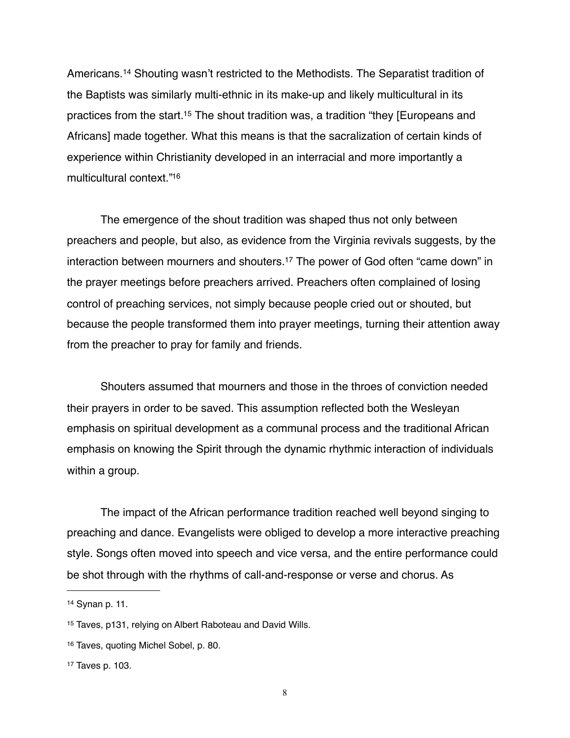Americans.[14] Shouting wasn't restricted to the Methodists. The Separatist tradition of the Baptists was similarly multi-ethnic in its make-up and likely multicultural in its practices from the start.[15] The shout tradition was, a tradition "they [Europeans and Africans] made together. What this means is that the sacralization of certain kinds of experience within Christianity developed in an interracial and more importantly a multicultural context."[16]

The emergence of the shout tradition was shaped thus not only between preachers and people, but also, as evidence from the Virginia revivals suggests, by the interaction between mourners and shouters.[17] The power of God often "came down" in the prayer meetings before preachers arrived. Preachers often complained of losing control of preaching services, not simply because people cried out or shouted, but because the people transformed them into prayer meetings, turning their attention away from the preacher to pray for family and friends.

Shouters assumed that mourners and those in the throes of conviction needed their prayers in order to be saved. This assumption reflected both the Wesleyan emphasis on spiritual development as a communal process and the traditional African emphasis on knowing the Spirit through the dynamic rhythmic interaction of individuals within a group.

The impact of the African performance tradition reached well beyond singing to preaching and dance. Evangelists were obliged to develop a more interactive preaching style. Songs often moved into speech and vice versa, and the entire performance could be shot through with the rhythms of call-and-response or verse and chorus. As

---

[14] Synan p. 11.

[15] Taves, p131, relying on Albert Raboteau and David Wills.

[16] Taves, quoting Michel Sobel, p. 80.

[17] Taves p. 103.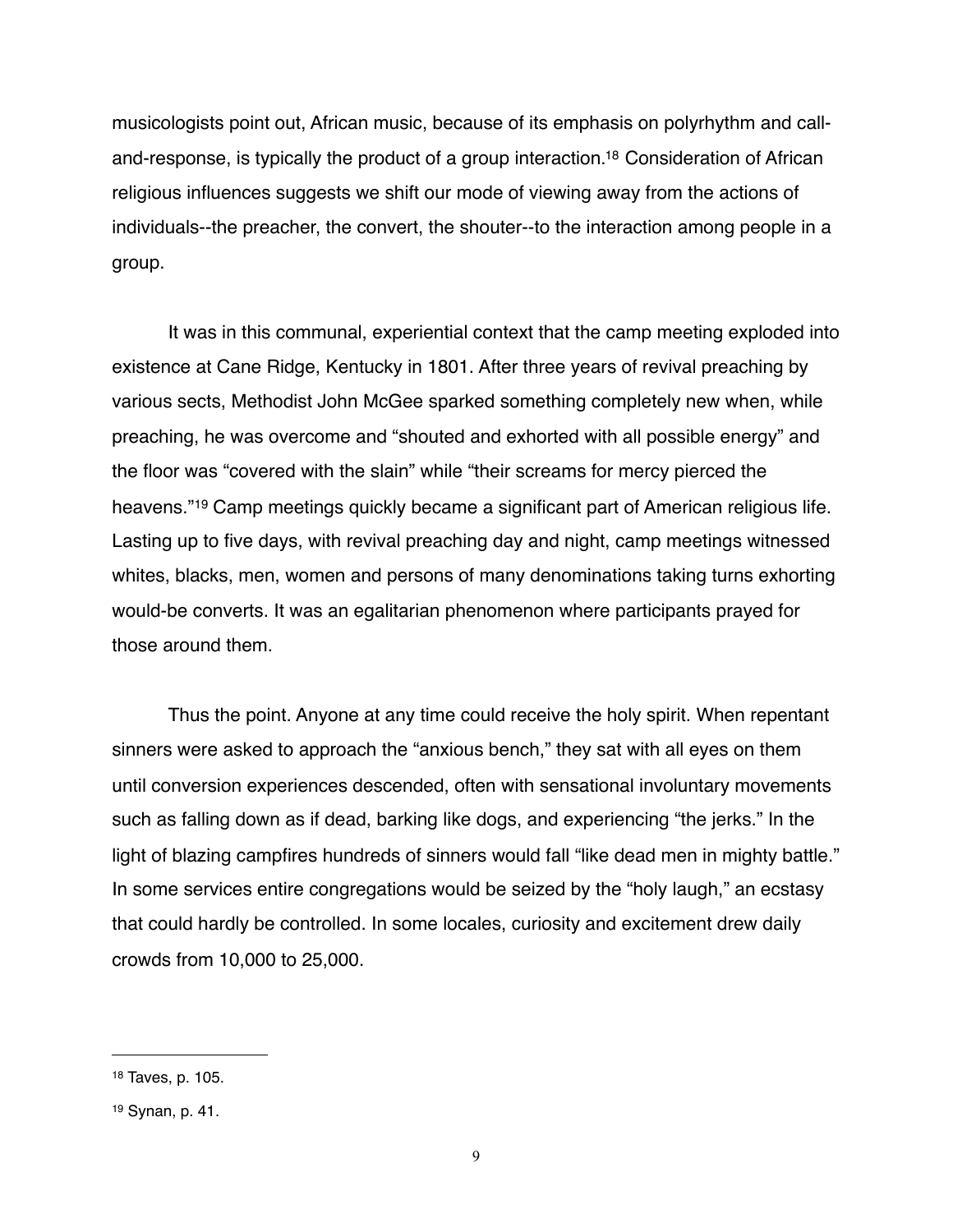musicologists point out, African music, because of its emphasis on polyrhythm and call-and-response, is typically the product of a group interaction.[18] Consideration of African religious influences suggests we shift our mode of viewing away from the actions of individuals--the preacher, the convert, the shouter--to the interaction among people in a group.

It was in this communal, experiential context that the camp meeting exploded into existence at Cane Ridge, Kentucky in 1801. After three years of revival preaching by various sects, Methodist John McGee sparked something completely new when, while preaching, he was overcome and "shouted and exhorted with all possible energy" and the floor was "covered with the slain" while "their screams for mercy pierced the heavens."[19] Camp meetings quickly became a significant part of American religious life. Lasting up to five days, with revival preaching day and night, camp meetings witnessed whites, blacks, men, women and persons of many denominations taking turns exhorting would-be converts. It was an egalitarian phenomenon where participants prayed for those around them.

Thus the point. Anyone at any time could receive the holy spirit. When repentant sinners were asked to approach the "anxious bench," they sat with all eyes on them until conversion experiences descended, often with sensational involuntary movements such as falling down as if dead, barking like dogs, and experiencing "the jerks." In the light of blazing campfires hundreds of sinners would fall "like dead men in mighty battle." In some services entire congregations would be seized by the "holy laugh," an ecstasy that could hardly be controlled. In some locales, curiosity and excitement drew daily crowds from 10,000 to 25,000.

---

[18] Taves, p. 105.

[19] Synan, p. 41.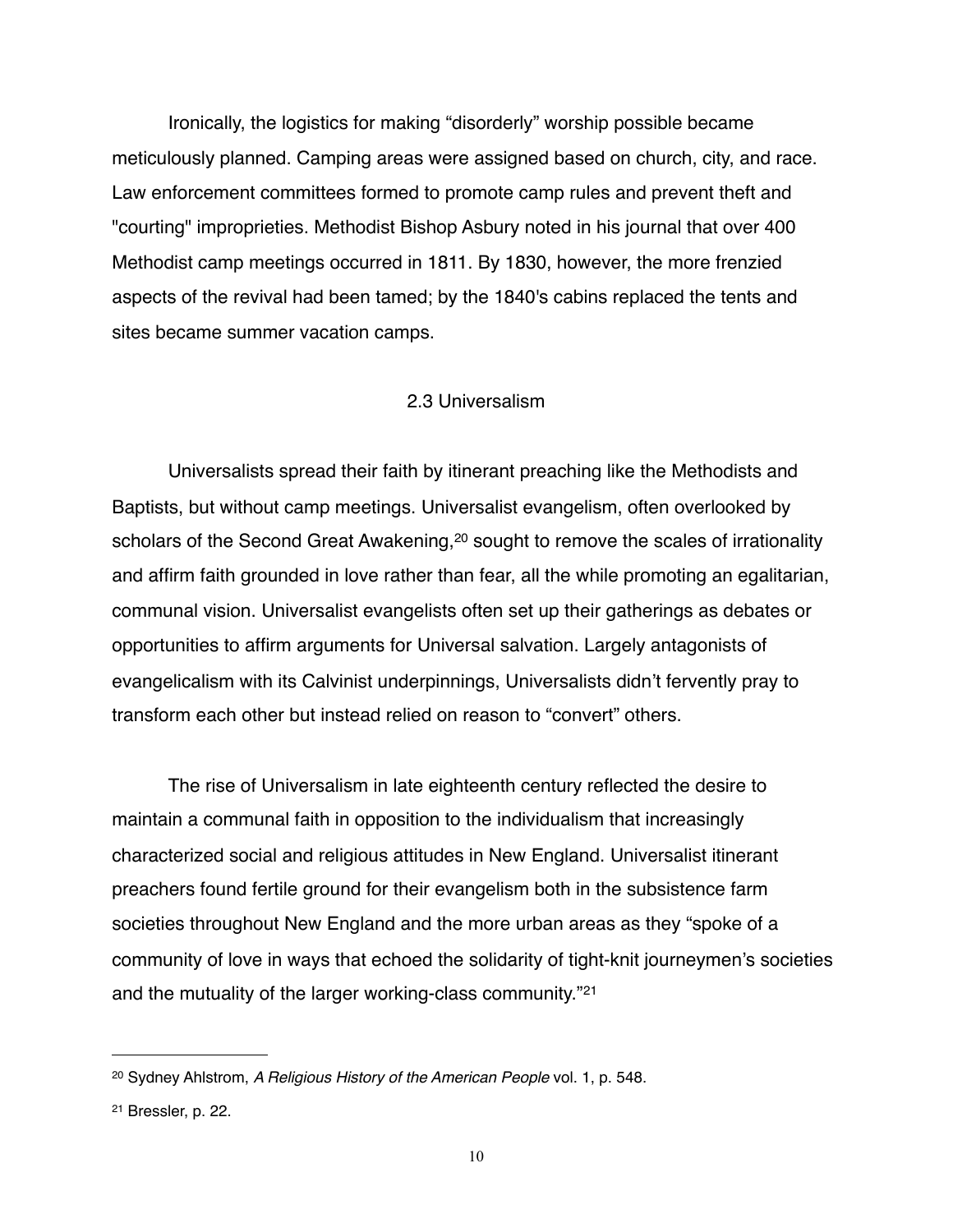Ironically, the logistics for making “disorderly” worship possible became meticulously planned. Camping areas were assigned based on church, city, and race. Law enforcement committees formed to promote camp rules and prevent theft and "courting" improprieties. Methodist Bishop Asbury noted in his journal that over 400 Methodist camp meetings occurred in 1811. By 1830, however, the more frenzied aspects of the revival had been tamed; by the 1840's cabins replaced the tents and sites became summer vacation camps.

## 2.3 Universalism

Universalists spread their faith by itinerant preaching like the Methodists and Baptists, but without camp meetings. Universalist evangelism, often overlooked by scholars of the Second Great Awakening,[20] sought to remove the scales of irrationality and affirm faith grounded in love rather than fear, all the while promoting an egalitarian, communal vision. Universalist evangelists often set up their gatherings as debates or opportunities to affirm arguments for Universal salvation. Largely antagonists of evangelicalism with its Calvinist underpinnings, Universalists didn’t fervently pray to transform each other but instead relied on reason to “convert” others.

The rise of Universalism in late eighteenth century reflected the desire to maintain a communal faith in opposition to the individualism that increasingly characterized social and religious attitudes in New England. Universalist itinerant preachers found fertile ground for their evangelism both in the subsistence farm societies throughout New England and the more urban areas as they “spoke of a community of love in ways that echoed the solidarity of tight-knit journeymen’s societies and the mutuality of the larger working-class community.”[21]

---

[20] Sydney Ahlstrom, *A Religious History of the American People* vol. 1, p. 548.

[21] Bressler, p. 22.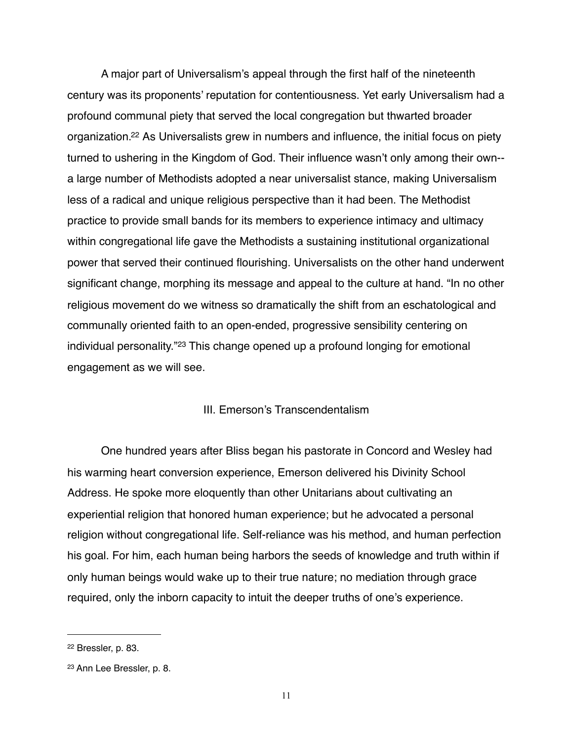A major part of Universalism's appeal through the first half of the nineteenth century was its proponents' reputation for contentiousness. Yet early Universalism had a profound communal piety that served the local congregation but thwarted broader organization.[22] As Universalists grew in numbers and influence, the initial focus on piety turned to ushering in the Kingdom of God. Their influence wasn't only among their own--a large number of Methodists adopted a near universalist stance, making Universalism less of a radical and unique religious perspective than it had been. The Methodist practice to provide small bands for its members to experience intimacy and ultimacy within congregational life gave the Methodists a sustaining institutional organizational power that served their continued flourishing. Universalists on the other hand underwent significant change, morphing its message and appeal to the culture at hand. "In no other religious movement do we witness so dramatically the shift from an eschatological and communally oriented faith to an open-ended, progressive sensibility centering on individual personality."[23] This change opened up a profound longing for emotional engagement as we will see.

## III. Emerson's Transcendentalism

One hundred years after Bliss began his pastorate in Concord and Wesley had his warming heart conversion experience, Emerson delivered his Divinity School Address. He spoke more eloquently than other Unitarians about cultivating an experiential religion that honored human experience; but he advocated a personal religion without congregational life. Self-reliance was his method, and human perfection his goal. For him, each human being harbors the seeds of knowledge and truth within if only human beings would wake up to their true nature; no mediation through grace required, only the inborn capacity to intuit the deeper truths of one's experience.

---

[22] Bressler, p. 83.

[23] Ann Lee Bressler, p. 8.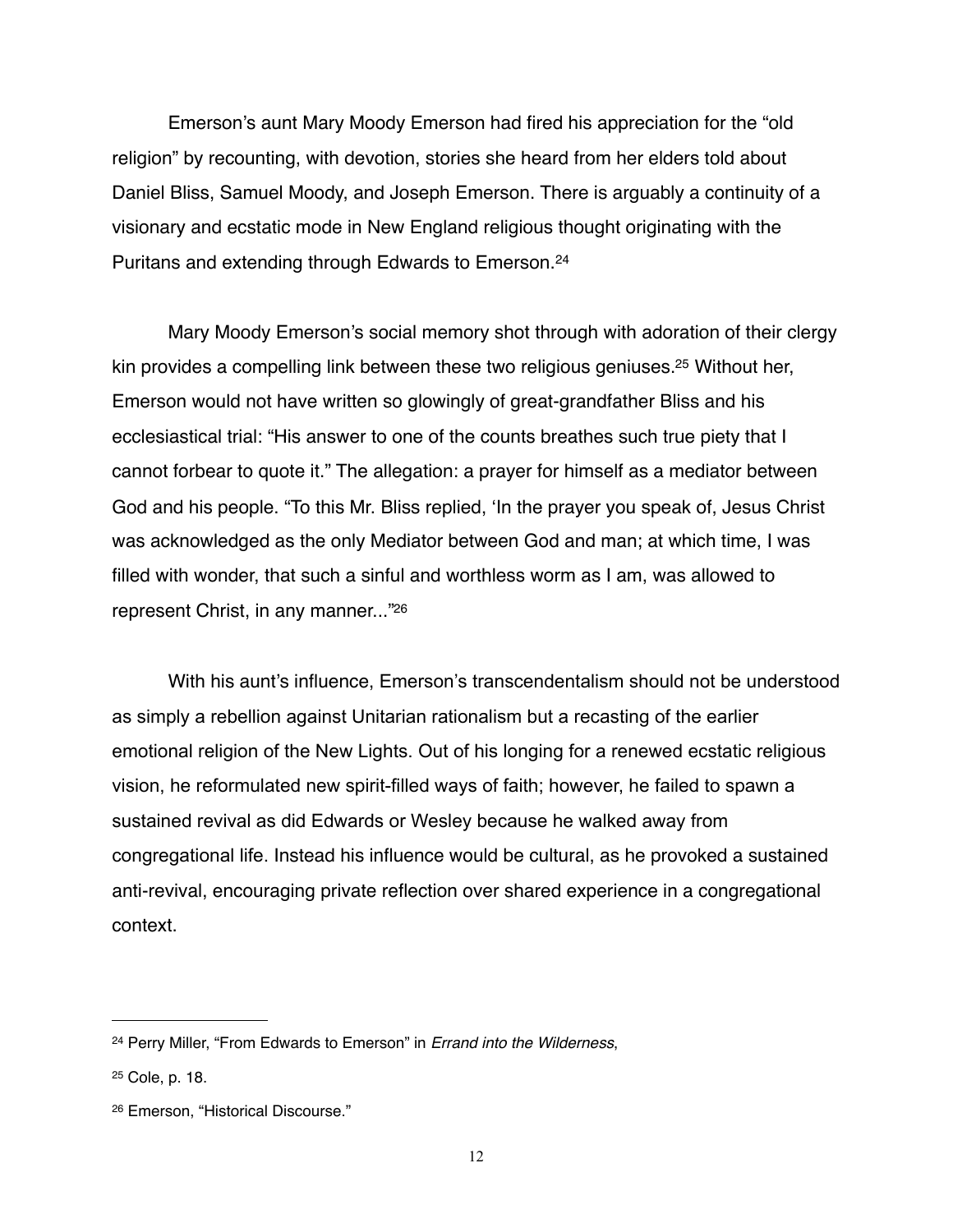Emerson's aunt Mary Moody Emerson had fired his appreciation for the "old religion" by recounting, with devotion, stories she heard from her elders told about Daniel Bliss, Samuel Moody, and Joseph Emerson. There is arguably a continuity of a visionary and ecstatic mode in New England religious thought originating with the Puritans and extending through Edwards to Emerson.[24]

Mary Moody Emerson's social memory shot through with adoration of their clergy kin provides a compelling link between these two religious geniuses.[25] Without her, Emerson would not have written so glowingly of great-grandfather Bliss and his ecclesiastical trial: "His answer to one of the counts breathes such true piety that I cannot forbear to quote it." The allegation: a prayer for himself as a mediator between God and his people. "To this Mr. Bliss replied, 'In the prayer you speak of, Jesus Christ was acknowledged as the only Mediator between God and man; at which time, I was filled with wonder, that such a sinful and worthless worm as I am, was allowed to represent Christ, in any manner..."[26]

With his aunt's influence, Emerson's transcendentalism should not be understood as simply a rebellion against Unitarian rationalism but a recasting of the earlier emotional religion of the New Lights. Out of his longing for a renewed ecstatic religious vision, he reformulated new spirit-filled ways of faith; however, he failed to spawn a sustained revival as did Edwards or Wesley because he walked away from congregational life. Instead his influence would be cultural, as he provoked a sustained anti-revival, encouraging private reflection over shared experience in a congregational context.

---

[24] Perry Miller, "From Edwards to Emerson" in *Errand into the Wilderness*,

[25] Cole, p. 18.

[26] Emerson, "Historical Discourse."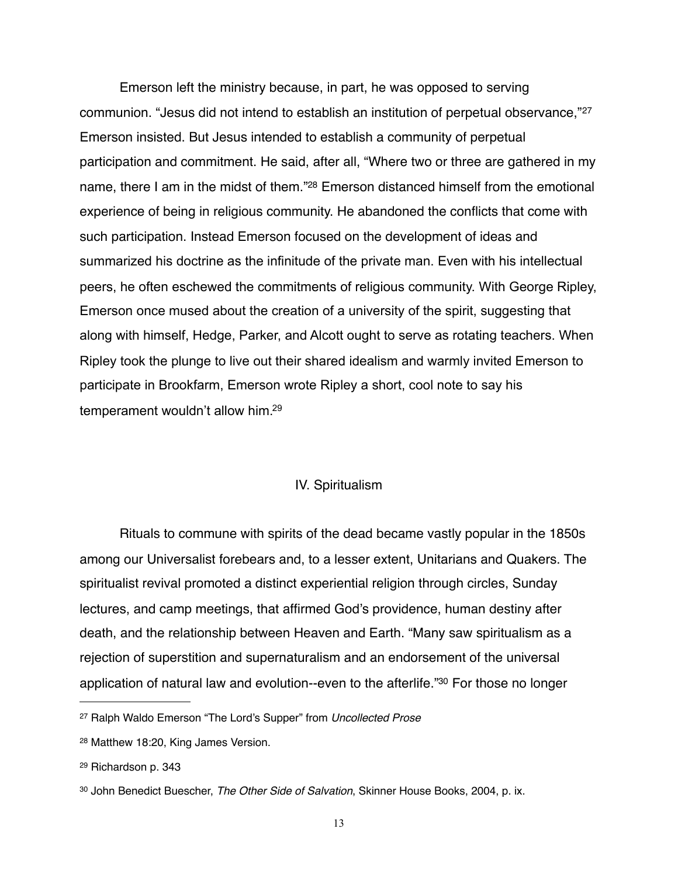Emerson left the ministry because, in part, he was opposed to serving communion. "Jesus did not intend to establish an institution of perpetual observance,"[27] Emerson insisted. But Jesus intended to establish a community of perpetual participation and commitment. He said, after all, "Where two or three are gathered in my name, there I am in the midst of them."[28] Emerson distanced himself from the emotional experience of being in religious community. He abandoned the conflicts that come with such participation. Instead Emerson focused on the development of ideas and summarized his doctrine as the infinitude of the private man. Even with his intellectual peers, he often eschewed the commitments of religious community. With George Ripley, Emerson once mused about the creation of a university of the spirit, suggesting that along with himself, Hedge, Parker, and Alcott ought to serve as rotating teachers. When Ripley took the plunge to live out their shared idealism and warmly invited Emerson to participate in Brookfarm, Emerson wrote Ripley a short, cool note to say his temperament wouldn't allow him.[29]

## IV. Spiritualism

Rituals to commune with spirits of the dead became vastly popular in the 1850s among our Universalist forebears and, to a lesser extent, Unitarians and Quakers. The spiritualist revival promoted a distinct experiential religion through circles, Sunday lectures, and camp meetings, that affirmed God's providence, human destiny after death, and the relationship between Heaven and Earth. "Many saw spiritualism as a rejection of superstition and supernaturalism and an endorsement of the universal application of natural law and evolution--even to the afterlife."[30] For those no longer

---

[27] Ralph Waldo Emerson "The Lord's Supper" from *Uncollected Prose*

[28] Matthew 18:20, King James Version.

[29] Richardson p. 343

[30] John Benedict Buescher, *The Other Side of Salvation*, Skinner House Books, 2004, p. ix.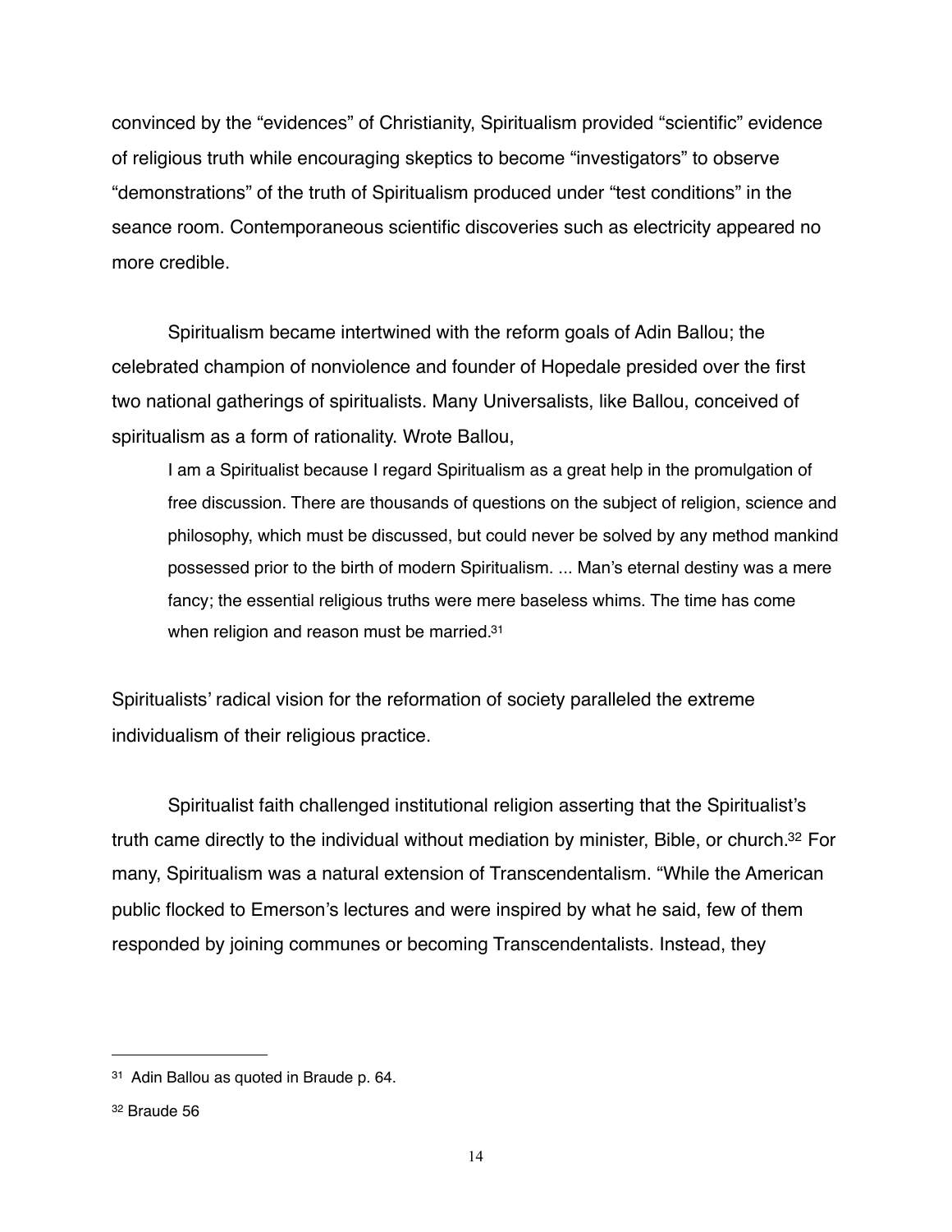convinced by the “evidences” of Christianity, Spiritualism provided “scientific” evidence of religious truth while encouraging skeptics to become “investigators” to observe “demonstrations” of the truth of Spiritualism produced under “test conditions” in the seance room. Contemporaneous scientific discoveries such as electricity appeared no more credible.

Spiritualism became intertwined with the reform goals of Adin Ballou; the celebrated champion of nonviolence and founder of Hopedale presided over the first two national gatherings of spiritualists. Many Universalists, like Ballou, conceived of spiritualism as a form of rationality. Wrote Ballou,

> I am a Spiritualist because I regard Spiritualism as a great help in the promulgation of free discussion. There are thousands of questions on the subject of religion, science and philosophy, which must be discussed, but could never be solved by any method mankind possessed prior to the birth of modern Spiritualism. ... Man’s eternal destiny was a mere fancy; the essential religious truths were mere baseless whims. The time has come when religion and reason must be married.[31]

Spiritualists’ radical vision for the reformation of society paralleled the extreme individualism of their religious practice.

Spiritualist faith challenged institutional religion asserting that the Spiritualist’s truth came directly to the individual without mediation by minister, Bible, or church.[32] For many, Spiritualism was a natural extension of Transcendentalism. “While the American public flocked to Emerson’s lectures and were inspired by what he said, few of them responded by joining communes or becoming Transcendentalists. Instead, they

---

[31] Adin Ballou as quoted in Braude p. 64.

[32] Braude 56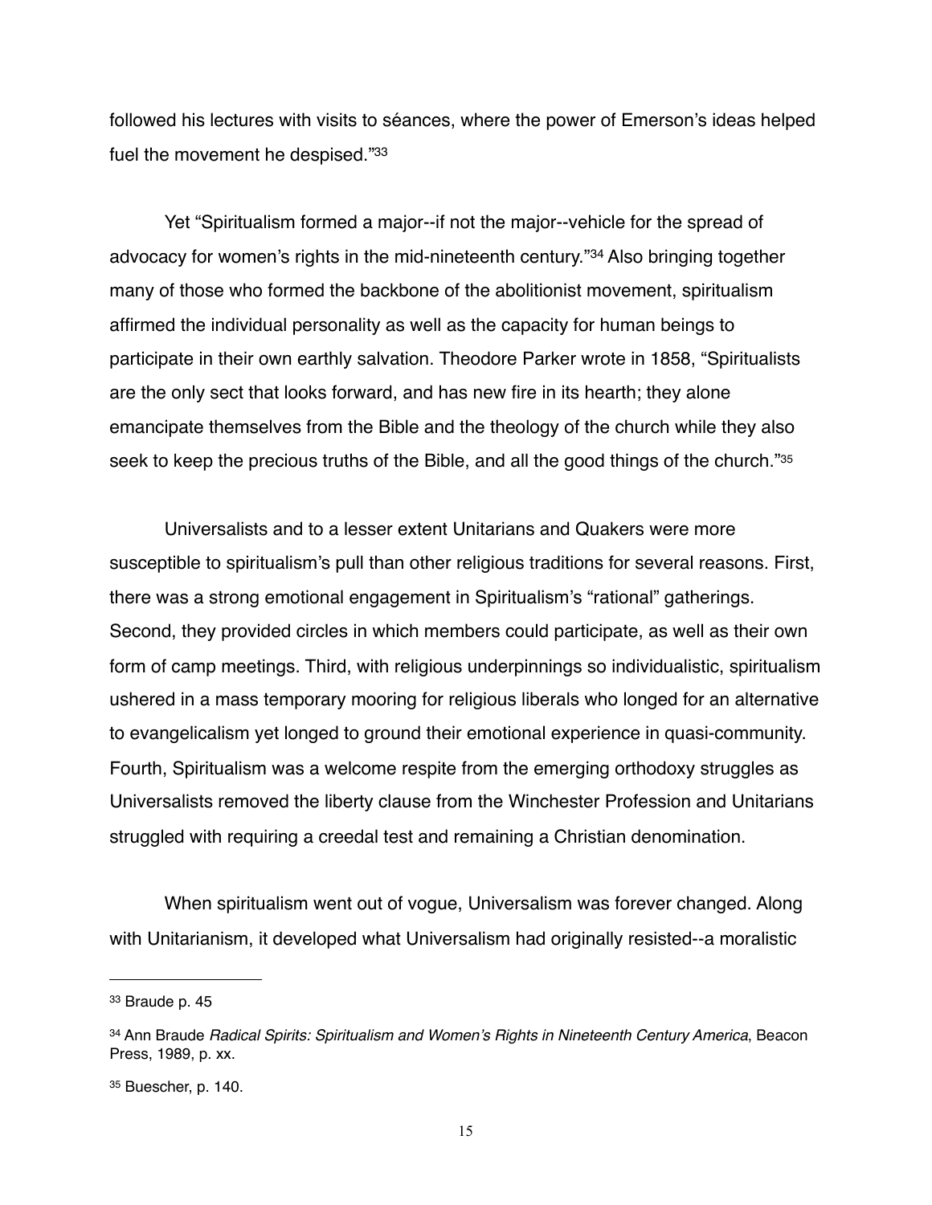followed his lectures with visits to séances, where the power of Emerson's ideas helped fuel the movement he despised."[33]

Yet "Spiritualism formed a major--if not the major--vehicle for the spread of advocacy for women's rights in the mid-nineteenth century."[34] Also bringing together many of those who formed the backbone of the abolitionist movement, spiritualism affirmed the individual personality as well as the capacity for human beings to participate in their own earthly salvation. Theodore Parker wrote in 1858, "Spiritualists are the only sect that looks forward, and has new fire in its hearth; they alone emancipate themselves from the Bible and the theology of the church while they also seek to keep the precious truths of the Bible, and all the good things of the church."[35]

Universalists and to a lesser extent Unitarians and Quakers were more susceptible to spiritualism's pull than other religious traditions for several reasons. First, there was a strong emotional engagement in Spiritualism's "rational" gatherings. Second, they provided circles in which members could participate, as well as their own form of camp meetings. Third, with religious underpinnings so individualistic, spiritualism ushered in a mass temporary mooring for religious liberals who longed for an alternative to evangelicalism yet longed to ground their emotional experience in quasi-community. Fourth, Spiritualism was a welcome respite from the emerging orthodoxy struggles as Universalists removed the liberty clause from the Winchester Profession and Unitarians struggled with requiring a creedal test and remaining a Christian denomination.

When spiritualism went out of vogue, Universalism was forever changed. Along with Unitarianism, it developed what Universalism had originally resisted--a moralistic

---

[33] Braude p. 45

[34] Ann Braude *Radical Spirits: Spiritualism and Women's Rights in Nineteenth Century America*, Beacon Press, 1989, p. xx.

[35] Buescher, p. 140.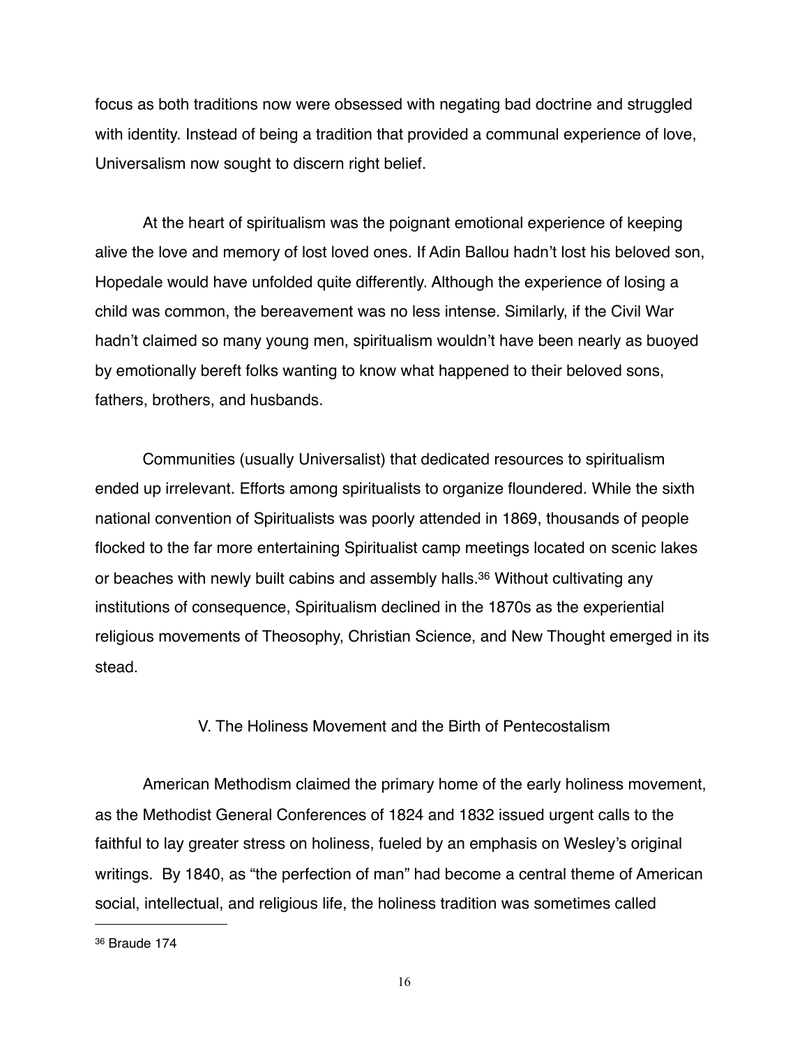focus as both traditions now were obsessed with negating bad doctrine and struggled with identity. Instead of being a tradition that provided a communal experience of love, Universalism now sought to discern right belief.

At the heart of spiritualism was the poignant emotional experience of keeping alive the love and memory of lost loved ones. If Adin Ballou hadn't lost his beloved son, Hopedale would have unfolded quite differently. Although the experience of losing a child was common, the bereavement was no less intense. Similarly, if the Civil War hadn't claimed so many young men, spiritualism wouldn't have been nearly as buoyed by emotionally bereft folks wanting to know what happened to their beloved sons, fathers, brothers, and husbands.

Communities (usually Universalist) that dedicated resources to spiritualism ended up irrelevant. Efforts among spiritualists to organize floundered. While the sixth national convention of Spiritualists was poorly attended in 1869, thousands of people flocked to the far more entertaining Spiritualist camp meetings located on scenic lakes or beaches with newly built cabins and assembly halls.[36] Without cultivating any institutions of consequence, Spiritualism declined in the 1870s as the experiential religious movements of Theosophy, Christian Science, and New Thought emerged in its stead.

## V. The Holiness Movement and the Birth of Pentecostalism

American Methodism claimed the primary home of the early holiness movement, as the Methodist General Conferences of 1824 and 1832 issued urgent calls to the faithful to lay greater stress on holiness, fueled by an emphasis on Wesley's original writings. By 1840, as "the perfection of man" had become a central theme of American social, intellectual, and religious life, the holiness tradition was sometimes called

[36] Braude 174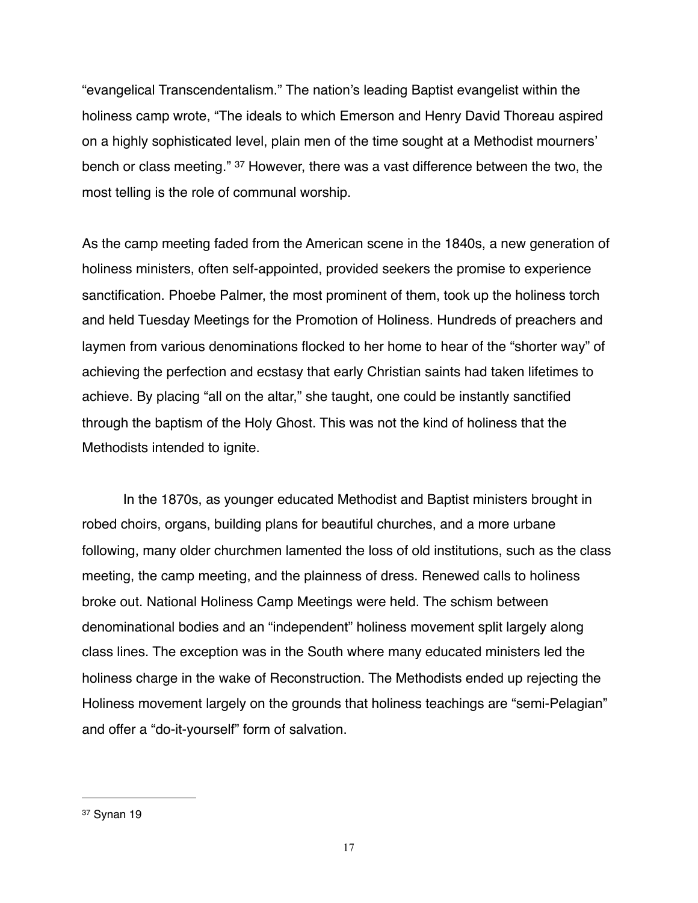“evangelical Transcendentalism.” The nation’s leading Baptist evangelist within the holiness camp wrote, “The ideals to which Emerson and Henry David Thoreau aspired on a highly sophisticated level, plain men of the time sought at a Methodist mourners’ bench or class meeting.” [37] However, there was a vast difference between the two, the most telling is the role of communal worship.

As the camp meeting faded from the American scene in the 1840s, a new generation of holiness ministers, often self-appointed, provided seekers the promise to experience sanctification. Phoebe Palmer, the most prominent of them, took up the holiness torch and held Tuesday Meetings for the Promotion of Holiness. Hundreds of preachers and laymen from various denominations flocked to her home to hear of the “shorter way” of achieving the perfection and ecstasy that early Christian saints had taken lifetimes to achieve. By placing “all on the altar,” she taught, one could be instantly sanctified through the baptism of the Holy Ghost. This was not the kind of holiness that the Methodists intended to ignite.

In the 1870s, as younger educated Methodist and Baptist ministers brought in robed choirs, organs, building plans for beautiful churches, and a more urbane following, many older churchmen lamented the loss of old institutions, such as the class meeting, the camp meeting, and the plainness of dress. Renewed calls to holiness broke out. National Holiness Camp Meetings were held. The schism between denominational bodies and an “independent” holiness movement split largely along class lines. The exception was in the South where many educated ministers led the holiness charge in the wake of Reconstruction. The Methodists ended up rejecting the Holiness movement largely on the grounds that holiness teachings are “semi-Pelagian” and offer a “do-it-yourself” form of salvation.

---

[37] Synan 19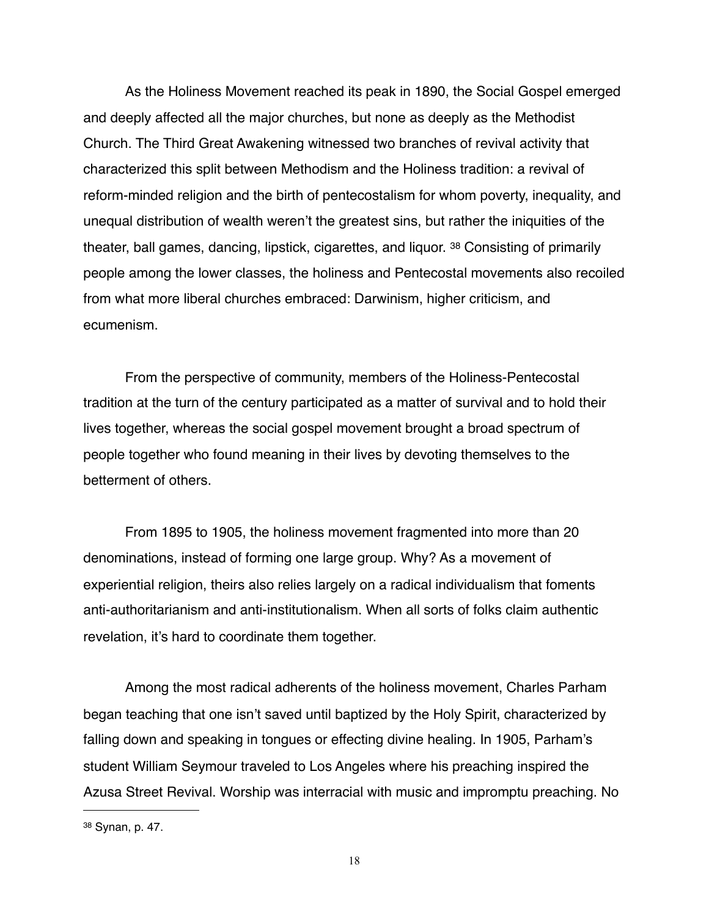As the Holiness Movement reached its peak in 1890, the Social Gospel emerged and deeply affected all the major churches, but none as deeply as the Methodist Church. The Third Great Awakening witnessed two branches of revival activity that characterized this split between Methodism and the Holiness tradition: a revival of reform-minded religion and the birth of pentecostalism for whom poverty, inequality, and unequal distribution of wealth weren't the greatest sins, but rather the iniquities of the theater, ball games, dancing, lipstick, cigarettes, and liquor. [38] Consisting of primarily people among the lower classes, the holiness and Pentecostal movements also recoiled from what more liberal churches embraced: Darwinism, higher criticism, and ecumenism.

From the perspective of community, members of the Holiness-Pentecostal tradition at the turn of the century participated as a matter of survival and to hold their lives together, whereas the social gospel movement brought a broad spectrum of people together who found meaning in their lives by devoting themselves to the betterment of others.

From 1895 to 1905, the holiness movement fragmented into more than 20 denominations, instead of forming one large group. Why? As a movement of experiential religion, theirs also relies largely on a radical individualism that foments anti-authoritarianism and anti-institutionalism. When all sorts of folks claim authentic revelation, it's hard to coordinate them together.

Among the most radical adherents of the holiness movement, Charles Parham began teaching that one isn't saved until baptized by the Holy Spirit, characterized by falling down and speaking in tongues or effecting divine healing. In 1905, Parham's student William Seymour traveled to Los Angeles where his preaching inspired the Azusa Street Revival. Worship was interracial with music and impromptu preaching. No

[38] Synan, p. 47.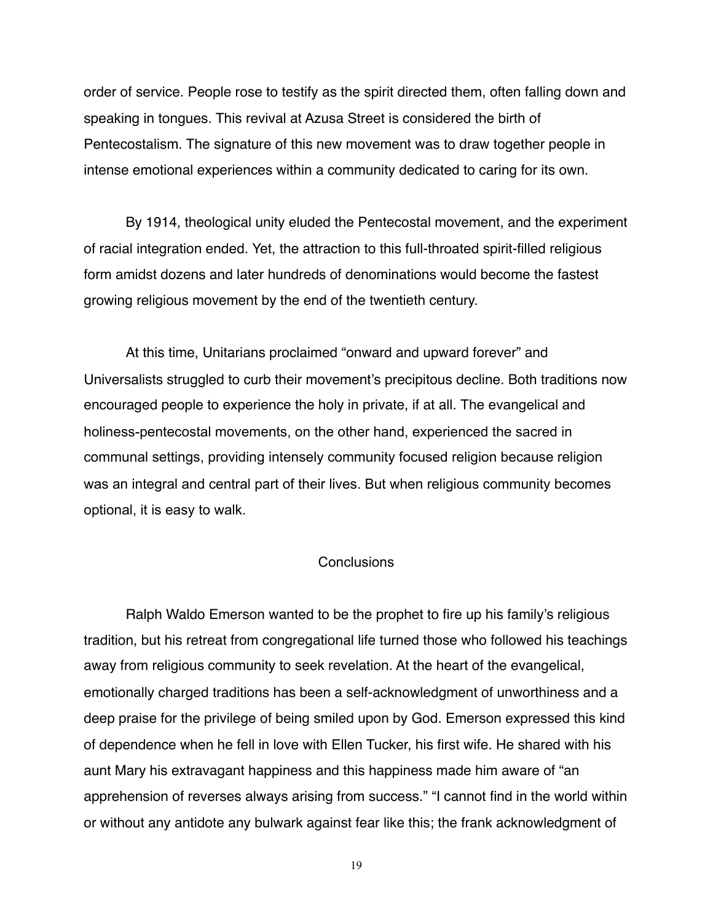order of service. People rose to testify as the spirit directed them, often falling down and speaking in tongues. This revival at Azusa Street is considered the birth of Pentecostalism. The signature of this new movement was to draw together people in intense emotional experiences within a community dedicated to caring for its own.

By 1914, theological unity eluded the Pentecostal movement, and the experiment of racial integration ended. Yet, the attraction to this full-throated spirit-filled religious form amidst dozens and later hundreds of denominations would become the fastest growing religious movement by the end of the twentieth century.

At this time, Unitarians proclaimed "onward and upward forever" and Universalists struggled to curb their movement's precipitous decline. Both traditions now encouraged people to experience the holy in private, if at all. The evangelical and holiness-pentecostal movements, on the other hand, experienced the sacred in communal settings, providing intensely community focused religion because religion was an integral and central part of their lives. But when religious community becomes optional, it is easy to walk.

## Conclusions

Ralph Waldo Emerson wanted to be the prophet to fire up his family's religious tradition, but his retreat from congregational life turned those who followed his teachings away from religious community to seek revelation. At the heart of the evangelical, emotionally charged traditions has been a self-acknowledgment of unworthiness and a deep praise for the privilege of being smiled upon by God. Emerson expressed this kind of dependence when he fell in love with Ellen Tucker, his first wife. He shared with his aunt Mary his extravagant happiness and this happiness made him aware of "an apprehension of reverses always arising from success." "I cannot find in the world within or without any antidote any bulwark against fear like this; the frank acknowledgment of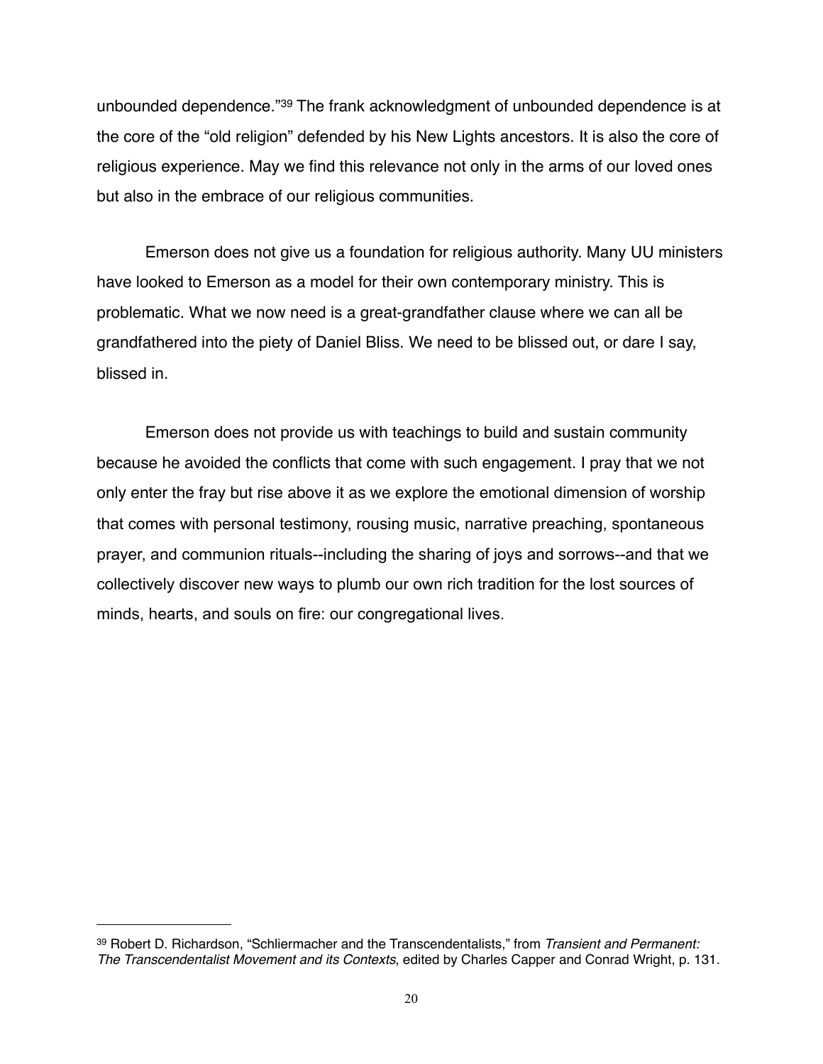unbounded dependence."[39] The frank acknowledgment of unbounded dependence is at the core of the "old religion" defended by his New Lights ancestors. It is also the core of religious experience. May we find this relevance not only in the arms of our loved ones but also in the embrace of our religious communities.

Emerson does not give us a foundation for religious authority. Many UU ministers have looked to Emerson as a model for their own contemporary ministry. This is problematic. What we now need is a great-grandfather clause where we can all be grandfathered into the piety of Daniel Bliss. We need to be blissed out, or dare I say, blissed in.

Emerson does not provide us with teachings to build and sustain community because he avoided the conflicts that come with such engagement. I pray that we not only enter the fray but rise above it as we explore the emotional dimension of worship that comes with personal testimony, rousing music, narrative preaching, spontaneous prayer, and communion rituals--including the sharing of joys and sorrows--and that we collectively discover new ways to plumb our own rich tradition for the lost sources of minds, hearts, and souls on fire: our congregational lives.

---

[39] Robert D. Richardson, "Schliermacher and the Transcendentalists," from *Transient and Permanent: The Transcendentalist Movement and its Contexts*, edited by Charles Capper and Conrad Wright, p. 131.